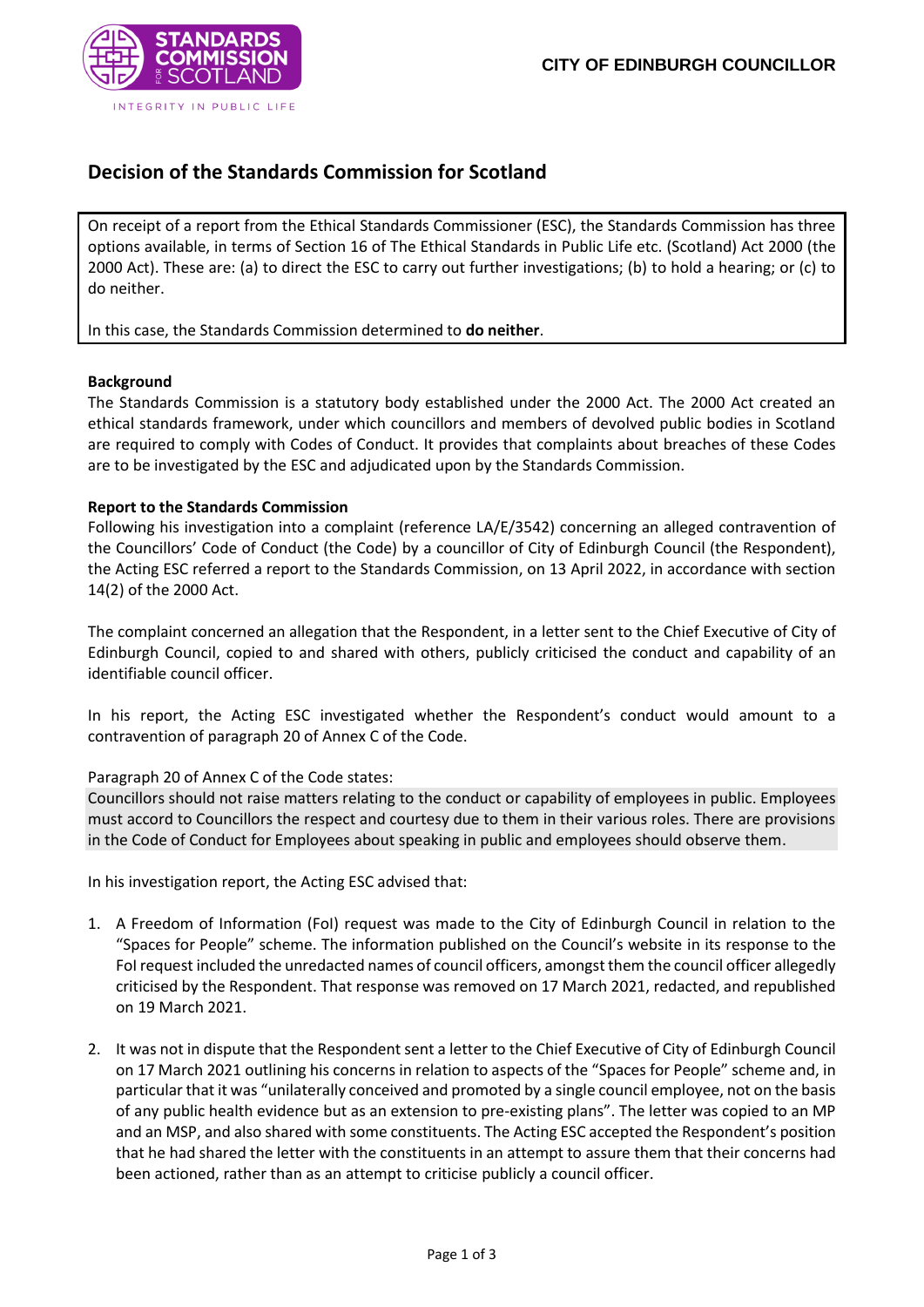CITY OF EDINBURGH COUNCILLOR

# Decision of the Standards Commission for Scotland

On receipt of a report from the Ethical Standards Commissioner (ESC), the Standards Commission has three options available, in terms of Section 16 of The Ethical Standards in Public Life etc. (Scotland) Act 2000 (the 2000 Act). These are: (a) to direct the ESC to carry out further investigations; (b) to hold a hearing; or (c) to do neither.

In this case, the Standards Commission determined to **do neither**.

**Background**

The Standards Commission is a statutory body established under the 2000 Act. The 2000 Act created an ethical standards framework, under which councillors and members of devolved public bodies in Scotland are required to comply with Codes of Conduct. It provides that complaints about breaches of these Codes are to be investigated by the ESC and adjudicated upon by the Standards Commission.

**Report to the Standards Commission**

Following his investigation into a complaint (reference LA/E/3542) concerning an alleged contravention of the Councillors' Code of Conduct (the Code) by a councillor of City of Edinburgh Council (the Respondent), the Acting ESC referred a report to the Standards Commission, on 13 April 2022, in accordance with section 14(2) of the 2000 Act.

The complaint concerned an allegation that the Respondent, in a letter sent to the Chief Executive of City of Edinburgh Council, copied to and shared with others, publicly criticised the conduct and capability of an identifiable council officer.

In his report, the Acting ESC investigated whether the Respondent's conduct would amount to a contravention of paragraph 20 of Annex C of the Code.

Paragraph 20 of Annex C of the Code states:

Councillors should not raise matters relating to the conduct or capability of employees in public. Employees must accord to Councillors the respect and courtesy due to them in their various roles. There are provisions in the Code of Conduct for Employees about speaking in public and employees should observe them.

In his investigation report, the Acting ESC advised that:

1. A Freedom of Information (FoI) request was made to the City of Edinburgh Council in relation to the "Spaces for People" scheme. The information published on the Council's website in its response to the FoI request included the unredacted names of council officers, amongst them the council officer allegedly criticised by the Respondent. That response was removed on 17 March 2021, redacted, and republished on 19 March 2021.

2. It was not in dispute that the Respondent sent a letter to the Chief Executive of City of Edinburgh Council on 17 March 2021 outlining his concerns in relation to aspects of the "Spaces for People" scheme and, in particular that it was "unilaterally conceived and promoted by a single council employee, not on the basis of any public health evidence but as an extension to pre-existing plans". The letter was copied to an MP and an MSP, and also shared with some constituents. The Acting ESC accepted the Respondent's position that he had shared the letter with the constituents in an attempt to assure them that their concerns had been actioned, rather than as an attempt to criticise publicly a council officer.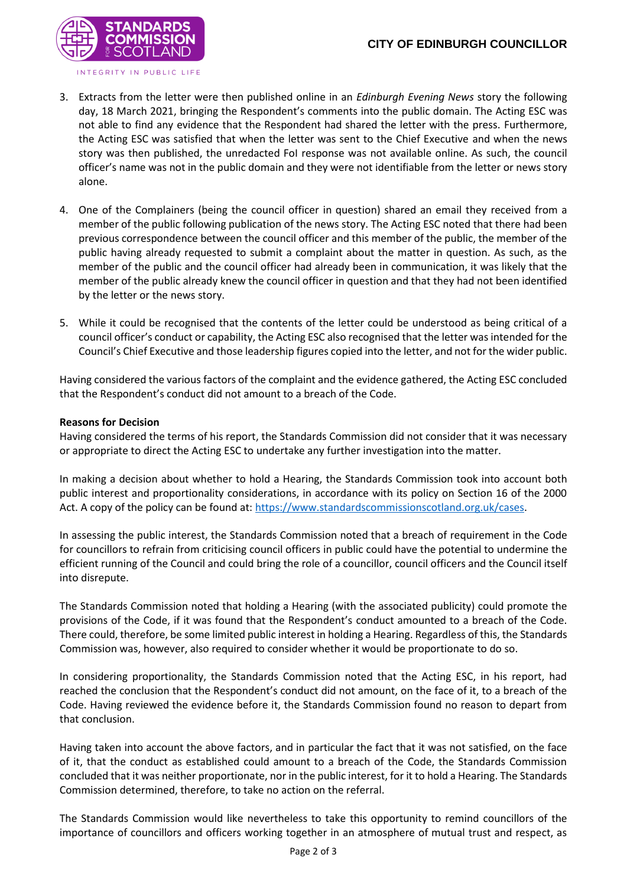3. Extracts from the letter were then published online in an *Edinburgh Evening News* story the following day, 18 March 2021, bringing the Respondent's comments into the public domain. The Acting ESC was not able to find any evidence that the Respondent had shared the letter with the press. Furthermore, the Acting ESC was satisfied that when the letter was sent to the Chief Executive and when the news story was then published, the unredacted FoI response was not available online. As such, the council officer's name was not in the public domain and they were not identifiable from the letter or news story alone.

4. One of the Complainers (being the council officer in question) shared an email they received from a member of the public following publication of the news story. The Acting ESC noted that there had been previous correspondence between the council officer and this member of the public, the member of the public having already requested to submit a complaint about the matter in question. As such, as the member of the public and the council officer had already been in communication, it was likely that the member of the public already knew the council officer in question and that they had not been identified by the letter or the news story.

5. While it could be recognised that the contents of the letter could be understood as being critical of a council officer's conduct or capability, the Acting ESC also recognised that the letter was intended for the Council's Chief Executive and those leadership figures copied into the letter, and not for the wider public.

Having considered the various factors of the complaint and the evidence gathered, the Acting ESC concluded that the Respondent's conduct did not amount to a breach of the Code.

**Reasons for Decision**

Having considered the terms of his report, the Standards Commission did not consider that it was necessary or appropriate to direct the Acting ESC to undertake any further investigation into the matter.

In making a decision about whether to hold a Hearing, the Standards Commission took into account both public interest and proportionality considerations, in accordance with its policy on Section 16 of the 2000 Act. A copy of the policy can be found at: https://www.standardscommissionscotland.org.uk/cases.

In assessing the public interest, the Standards Commission noted that a breach of requirement in the Code for councillors to refrain from criticising council officers in public could have the potential to undermine the efficient running of the Council and could bring the role of a councillor, council officers and the Council itself into disrepute.

The Standards Commission noted that holding a Hearing (with the associated publicity) could promote the provisions of the Code, if it was found that the Respondent's conduct amounted to a breach of the Code. There could, therefore, be some limited public interest in holding a Hearing. Regardless of this, the Standards Commission was, however, also required to consider whether it would be proportionate to do so.

In considering proportionality, the Standards Commission noted that the Acting ESC, in his report, had reached the conclusion that the Respondent's conduct did not amount, on the face of it, to a breach of the Code. Having reviewed the evidence before it, the Standards Commission found no reason to depart from that conclusion.

Having taken into account the above factors, and in particular the fact that it was not satisfied, on the face of it, that the conduct as established could amount to a breach of the Code, the Standards Commission concluded that it was neither proportionate, nor in the public interest, for it to hold a Hearing. The Standards Commission determined, therefore, to take no action on the referral.

The Standards Commission would like nevertheless to take this opportunity to remind councillors of the importance of councillors and officers working together in an atmosphere of mutual trust and respect, as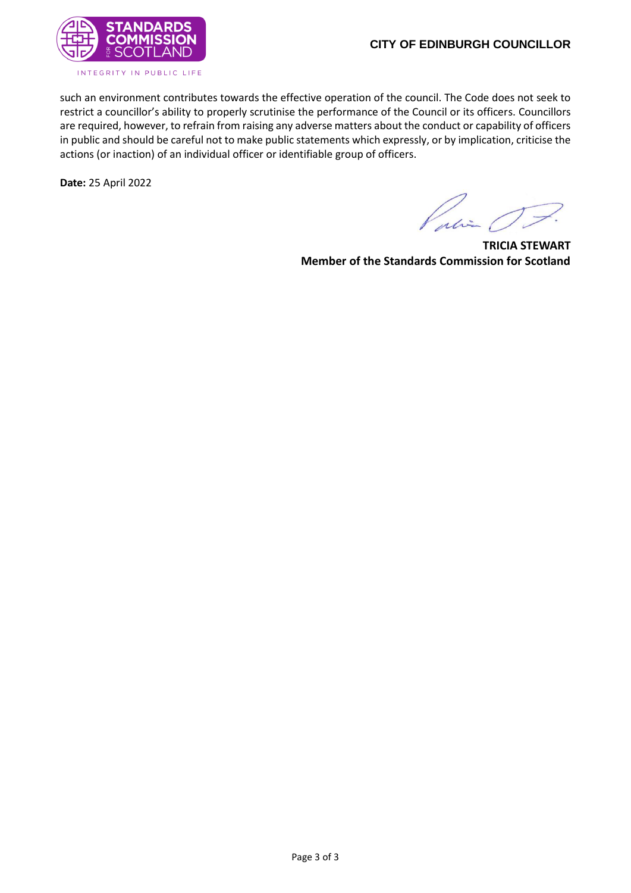such an environment contributes towards the effective operation of the council. The Code does not seek to restrict a councillor's ability to properly scrutinise the performance of the Council or its officers. Councillors are required, however, to refrain from raising any adverse matters about the conduct or capability of officers in public and should be careful not to make public statements which expressly, or by implication, criticise the actions (or inaction) of an individual officer or identifiable group of officers.

**Date:** 25 April 2022

**TRICIA STEWART**
**Member of the Standards Commission for Scotland**